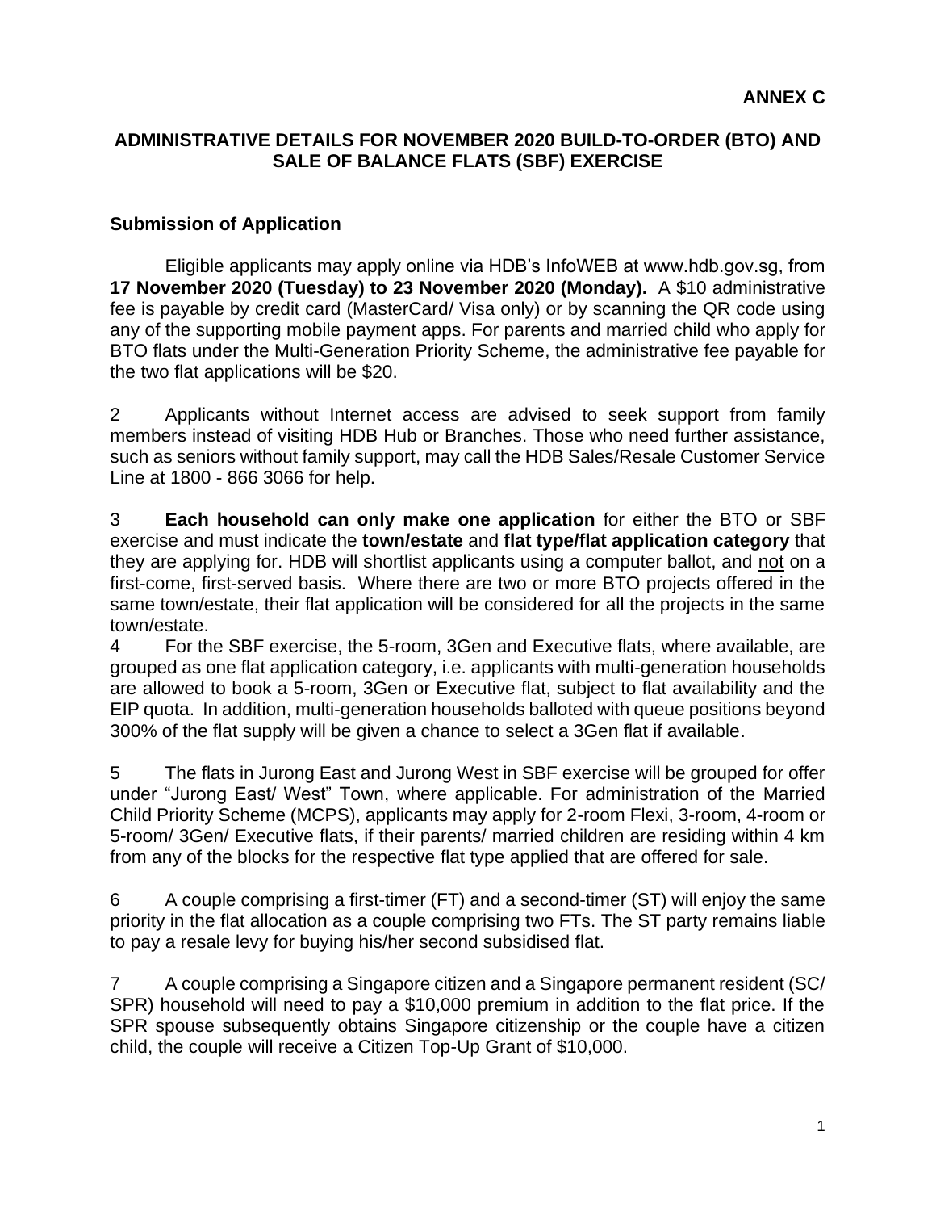**ANNEX C**

# ADMINISTRATIVE DETAILS FOR NOVEMBER 2020 BUILD-TO-ORDER (BTO) AND SALE OF BALANCE FLATS (SBF) EXERCISE

## Submission of Application

Eligible applicants may apply online via HDB's InfoWEB at www.hdb.gov.sg, from **17 November 2020 (Tuesday) to 23 November 2020 (Monday).** A $10 administrative fee is payable by credit card (MasterCard/ Visa only) or by scanning the QR code using any of the supporting mobile payment apps. For parents and married child who apply for BTO flats under the Multi-Generation Priority Scheme, the administrative fee payable for the two flat applications will be $20.

2 Applicants without Internet access are advised to seek support from family members instead of visiting HDB Hub or Branches. Those who need further assistance, such as seniors without family support, may call the HDB Sales/Resale Customer Service Line at 1800 - 866 3066 for help.

3 **Each household can only make one application** for either the BTO or SBF exercise and must indicate the **town/estate** and **flat type/flat application category** that they are applying for. HDB will shortlist applicants using a computer ballot, and not on a first-come, first-served basis. Where there are two or more BTO projects offered in the same town/estate, their flat application will be considered for all the projects in the same town/estate.

4 For the SBF exercise, the 5-room, 3Gen and Executive flats, where available, are grouped as one flat application category, i.e. applicants with multi-generation households are allowed to book a 5-room, 3Gen or Executive flat, subject to flat availability and the EIP quota. In addition, multi-generation households balloted with queue positions beyond 300% of the flat supply will be given a chance to select a 3Gen flat if available.

5 The flats in Jurong East and Jurong West in SBF exercise will be grouped for offer under "Jurong East/ West" Town, where applicable. For administration of the Married Child Priority Scheme (MCPS), applicants may apply for 2-room Flexi, 3-room, 4-room or 5-room/ 3Gen/ Executive flats, if their parents/ married children are residing within 4 km from any of the blocks for the respective flat type applied that are offered for sale.

6 A couple comprising a first-timer (FT) and a second-timer (ST) will enjoy the same priority in the flat allocation as a couple comprising two FTs. The ST party remains liable to pay a resale levy for buying his/her second subsidised flat.

7 A couple comprising a Singapore citizen and a Singapore permanent resident (SC/ SPR) household will need to pay a $10,000 premium in addition to the flat price. If the SPR spouse subsequently obtains Singapore citizenship or the couple have a citizen child, the couple will receive a Citizen Top-Up Grant of $10,000.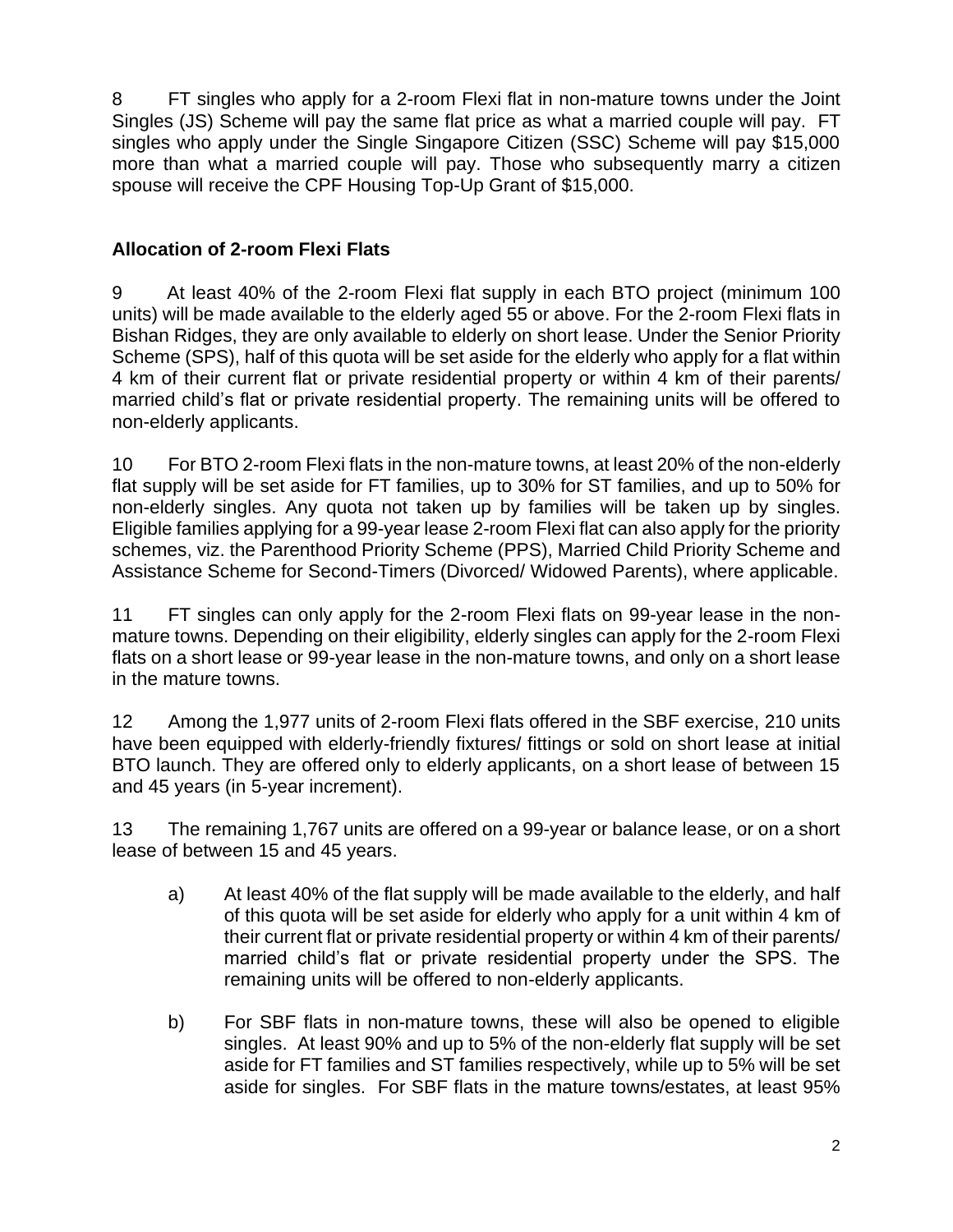8 FT singles who apply for a 2-room Flexi flat in non-mature towns under the Joint Singles (JS) Scheme will pay the same flat price as what a married couple will pay. FT singles who apply under the Single Singapore Citizen (SSC) Scheme will pay $15,000 more than what a married couple will pay. Those who subsequently marry a citizen spouse will receive the CPF Housing Top-Up Grant of $15,000.

**Allocation of 2-room Flexi Flats**

9 At least 40% of the 2-room Flexi flat supply in each BTO project (minimum 100 units) will be made available to the elderly aged 55 or above. For the 2-room Flexi flats in Bishan Ridges, they are only available to elderly on short lease. Under the Senior Priority Scheme (SPS), half of this quota will be set aside for the elderly who apply for a flat within 4 km of their current flat or private residential property or within 4 km of their parents/ married child's flat or private residential property. The remaining units will be offered to non-elderly applicants.

10 For BTO 2-room Flexi flats in the non-mature towns, at least 20% of the non-elderly flat supply will be set aside for FT families, up to 30% for ST families, and up to 50% for non-elderly singles. Any quota not taken up by families will be taken up by singles. Eligible families applying for a 99-year lease 2-room Flexi flat can also apply for the priority schemes, viz. the Parenthood Priority Scheme (PPS), Married Child Priority Scheme and Assistance Scheme for Second-Timers (Divorced/ Widowed Parents), where applicable.

11 FT singles can only apply for the 2-room Flexi flats on 99-year lease in the non-mature towns. Depending on their eligibility, elderly singles can apply for the 2-room Flexi flats on a short lease or 99-year lease in the non-mature towns, and only on a short lease in the mature towns.

12 Among the 1,977 units of 2-room Flexi flats offered in the SBF exercise, 210 units have been equipped with elderly-friendly fixtures/ fittings or sold on short lease at initial BTO launch. They are offered only to elderly applicants, on a short lease of between 15 and 45 years (in 5-year increment).

13 The remaining 1,767 units are offered on a 99-year or balance lease, or on a short lease of between 15 and 45 years.

a) At least 40% of the flat supply will be made available to the elderly, and half of this quota will be set aside for elderly who apply for a unit within 4 km of their current flat or private residential property or within 4 km of their parents/ married child's flat or private residential property under the SPS. The remaining units will be offered to non-elderly applicants.

b) For SBF flats in non-mature towns, these will also be opened to eligible singles. At least 90% and up to 5% of the non-elderly flat supply will be set aside for FT families and ST families respectively, while up to 5% will be set aside for singles. For SBF flats in the mature towns/estates, at least 95%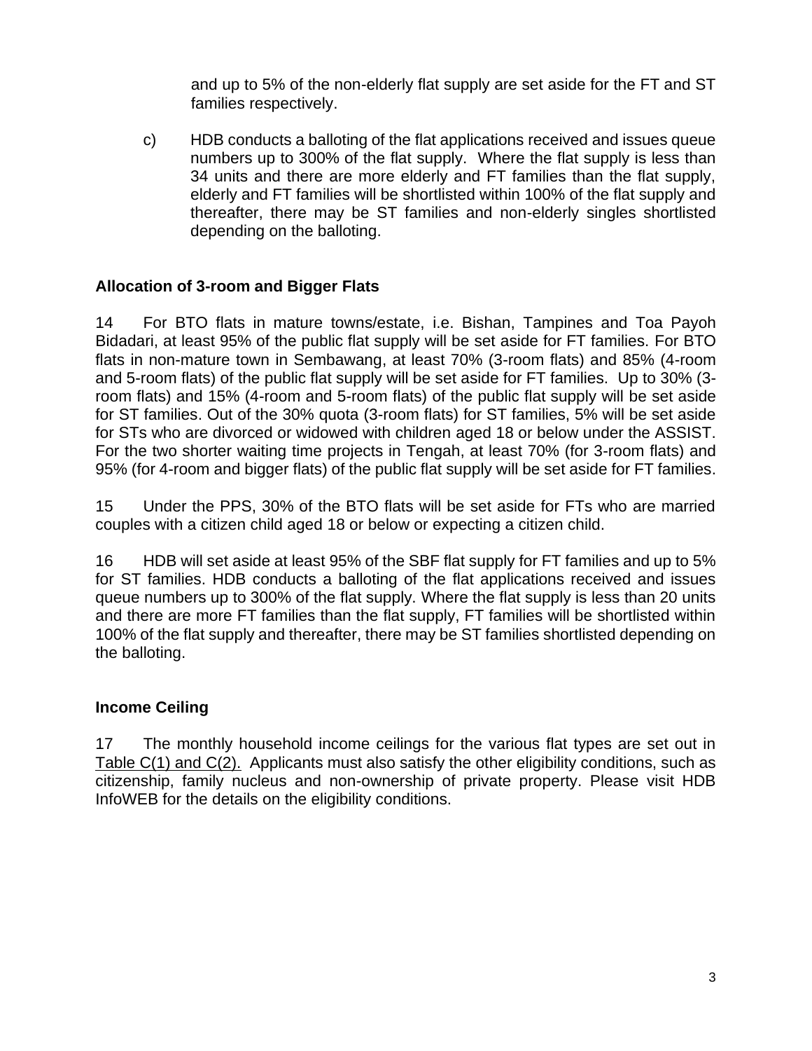and up to 5% of the non-elderly flat supply are set aside for the FT and ST families respectively.

c) HDB conducts a balloting of the flat applications received and issues queue numbers up to 300% of the flat supply. Where the flat supply is less than 34 units and there are more elderly and FT families than the flat supply, elderly and FT families will be shortlisted within 100% of the flat supply and thereafter, there may be ST families and non-elderly singles shortlisted depending on the balloting.

## Allocation of 3-room and Bigger Flats

14 For BTO flats in mature towns/estate, i.e. Bishan, Tampines and Toa Payoh Bidadari, at least 95% of the public flat supply will be set aside for FT families. For BTO flats in non-mature town in Sembawang, at least 70% (3-room flats) and 85% (4-room and 5-room flats) of the public flat supply will be set aside for FT families. Up to 30% (3-room flats) and 15% (4-room and 5-room flats) of the public flat supply will be set aside for ST families. Out of the 30% quota (3-room flats) for ST families, 5% will be set aside for STs who are divorced or widowed with children aged 18 or below under the ASSIST. For the two shorter waiting time projects in Tengah, at least 70% (for 3-room flats) and 95% (for 4-room and bigger flats) of the public flat supply will be set aside for FT families.

15 Under the PPS, 30% of the BTO flats will be set aside for FTs who are married couples with a citizen child aged 18 or below or expecting a citizen child.

16 HDB will set aside at least 95% of the SBF flat supply for FT families and up to 5% for ST families. HDB conducts a balloting of the flat applications received and issues queue numbers up to 300% of the flat supply. Where the flat supply is less than 20 units and there are more FT families than the flat supply, FT families will be shortlisted within 100% of the flat supply and thereafter, there may be ST families shortlisted depending on the balloting.

## Income Ceiling

17 The monthly household income ceilings for the various flat types are set out in Table C(1) and C(2). Applicants must also satisfy the other eligibility conditions, such as citizenship, family nucleus and non-ownership of private property. Please visit HDB InfoWEB for the details on the eligibility conditions.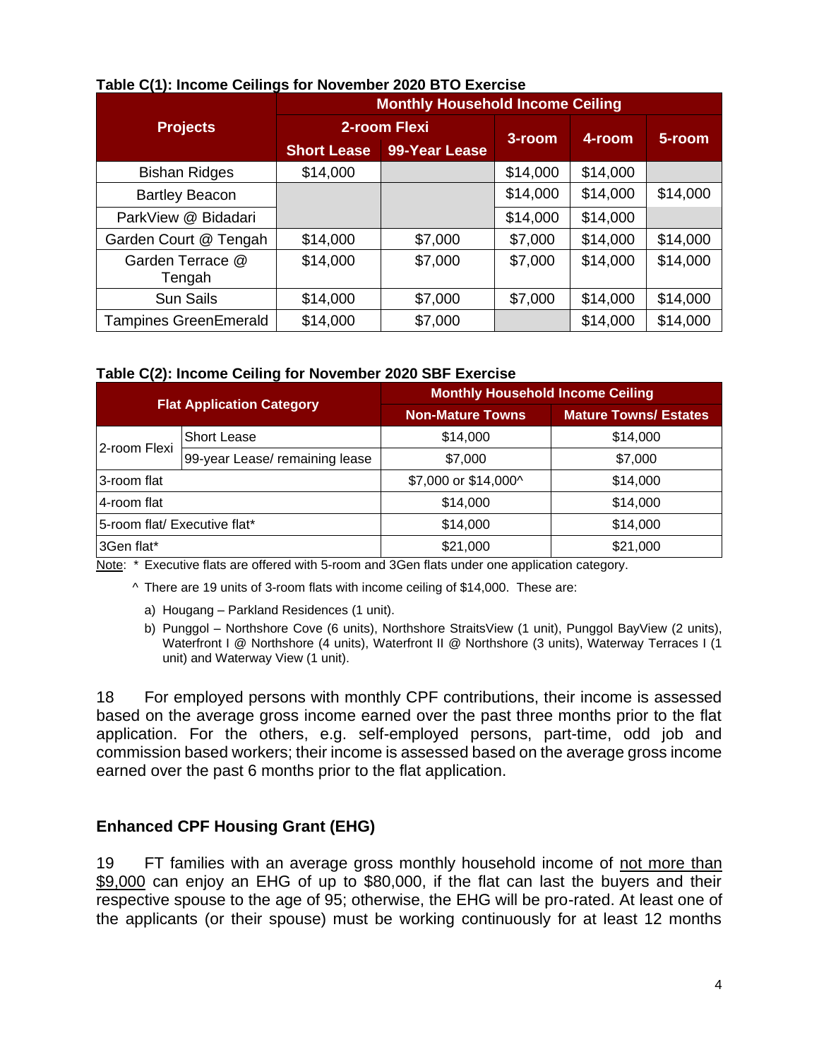**Table C(1): Income Ceilings for November 2020 BTO Exercise**

| Projects | Monthly Household Income Ceiling | | | | |
|---|---|---|---|---|---|
| | 2-room Flexi | | 3-room | 4-room | 5-room |
| | Short Lease | 99-Year Lease | | | |
| Bishan Ridges | $14,000 | | $14,000 | $14,000 | |
| Bartley Beacon | | | $14,000 | $14,000 | $14,000 |
| ParkView @ Bidadari | | | $14,000 | $14,000 | |
| Garden Court @ Tengah | $14,000 | $7,000 | $7,000 | $14,000 | $14,000 |
| Garden Terrace @ Tengah | $14,000 | $7,000 | $7,000 | $14,000 | $14,000 |
| Sun Sails | $14,000 | $7,000 | $7,000 | $14,000 | $14,000 |
| Tampines GreenEmerald | $14,000 | $7,000 | | $14,000 | $14,000 |

**Table C(2): Income Ceiling for November 2020 SBF Exercise**

| Flat Application Category | | Monthly Household Income Ceiling | |
|---|---|---|---|
| | | Non-Mature Towns | Mature Towns/ Estates |
| 2-room Flexi | Short Lease | $14,000 | $14,000 |
| | 99-year Lease/ remaining lease | $7,000 | $7,000 |
| 3-room flat | | $7,000 or $14,000^ | $14,000 |
| 4-room flat | | $14,000 | $14,000 |
| 5-room flat/ Executive flat* | | $14,000 | $14,000 |
| 3Gen flat* | | $21,000 | $21,000 |

Note: * Executive flats are offered with 5-room and 3Gen flats under one application category.

^ There are 19 units of 3-room flats with income ceiling of $14,000. These are:

a) Hougang – Parkland Residences (1 unit).

b) Punggol – Northshore Cove (6 units), Northshore StraitsView (1 unit), Punggol BayView (2 units), Waterfront I @ Northshore (4 units), Waterfront II @ Northshore (3 units), Waterway Terraces I (1 unit) and Waterway View (1 unit).

18 For employed persons with monthly CPF contributions, their income is assessed based on the average gross income earned over the past three months prior to the flat application. For the others, e.g. self-employed persons, part-time, odd job and commission based workers; their income is assessed based on the average gross income earned over the past 6 months prior to the flat application.

## Enhanced CPF Housing Grant (EHG)

19 FT families with an average gross monthly household income of not more than $9,000 can enjoy an EHG of up to $80,000, if the flat can last the buyers and their respective spouse to the age of 95; otherwise, the EHG will be pro-rated. At least one of the applicants (or their spouse) must be working continuously for at least 12 months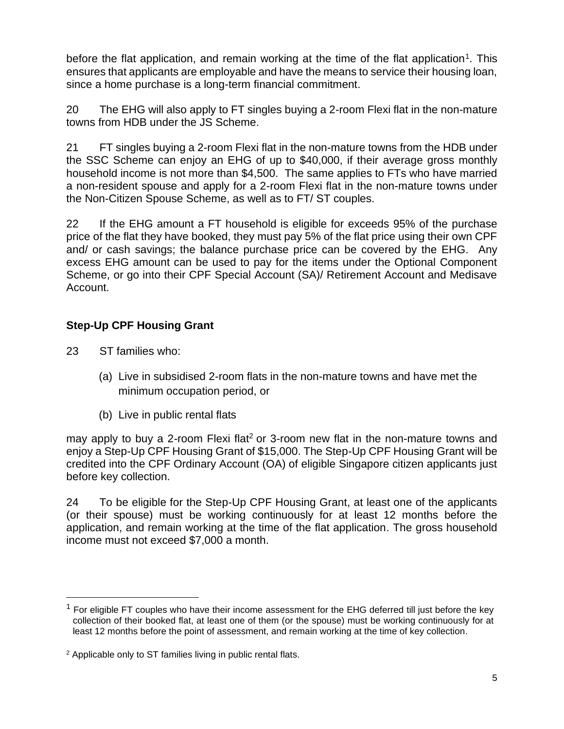before the flat application, and remain working at the time of the flat application[1]. This ensures that applicants are employable and have the means to service their housing loan, since a home purchase is a long-term financial commitment.

20 The EHG will also apply to FT singles buying a 2-room Flexi flat in the non-mature towns from HDB under the JS Scheme.

21 FT singles buying a 2-room Flexi flat in the non-mature towns from the HDB under the SSC Scheme can enjoy an EHG of up to $40,000, if their average gross monthly household income is not more than $4,500. The same applies to FTs who have married a non-resident spouse and apply for a 2-room Flexi flat in the non-mature towns under the Non-Citizen Spouse Scheme, as well as to FT/ ST couples.

22 If the EHG amount a FT household is eligible for exceeds 95% of the purchase price of the flat they have booked, they must pay 5% of the flat price using their own CPF and/ or cash savings; the balance purchase price can be covered by the EHG. Any excess EHG amount can be used to pay for the items under the Optional Component Scheme, or go into their CPF Special Account (SA)/ Retirement Account and Medisave Account.

### Step-Up CPF Housing Grant

23 ST families who:

(a) Live in subsidised 2-room flats in the non-mature towns and have met the minimum occupation period, or

(b) Live in public rental flats

may apply to buy a 2-room Flexi flat[2] or 3-room new flat in the non-mature towns and enjoy a Step-Up CPF Housing Grant of $15,000. The Step-Up CPF Housing Grant will be credited into the CPF Ordinary Account (OA) of eligible Singapore citizen applicants just before key collection.

24 To be eligible for the Step-Up CPF Housing Grant, at least one of the applicants (or their spouse) must be working continuously for at least 12 months before the application, and remain working at the time of the flat application. The gross household income must not exceed $7,000 a month.

---

[1] For eligible FT couples who have their income assessment for the EHG deferred till just before the key collection of their booked flat, at least one of them (or the spouse) must be working continuously for at least 12 months before the point of assessment, and remain working at the time of key collection.

[2] Applicable only to ST families living in public rental flats.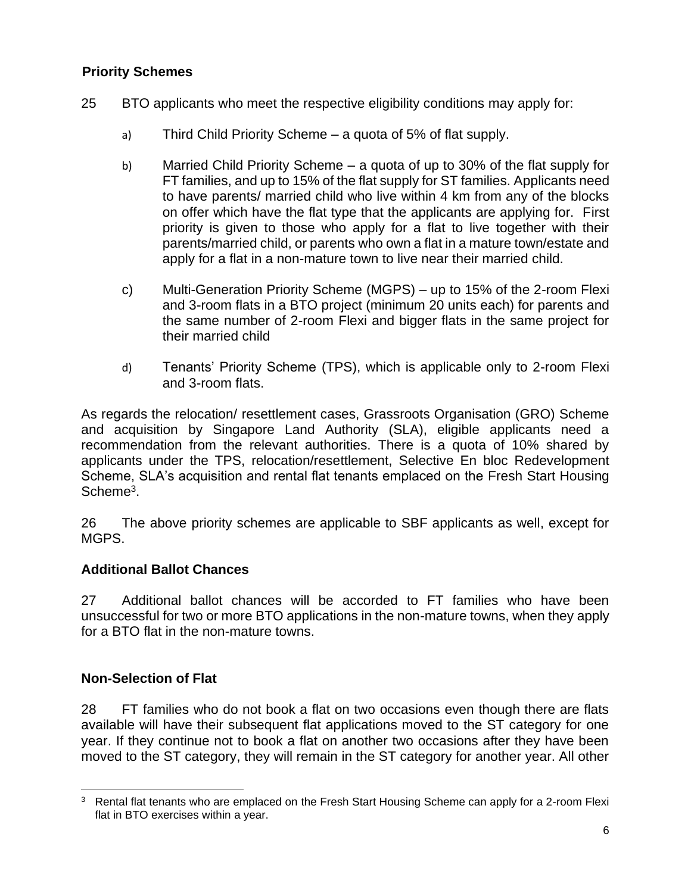### Priority Schemes

25 BTO applicants who meet the respective eligibility conditions may apply for:

a) Third Child Priority Scheme – a quota of 5% of flat supply.

b) Married Child Priority Scheme – a quota of up to 30% of the flat supply for FT families, and up to 15% of the flat supply for ST families. Applicants need to have parents/ married child who live within 4 km from any of the blocks on offer which have the flat type that the applicants are applying for. First priority is given to those who apply for a flat to live together with their parents/married child, or parents who own a flat in a mature town/estate and apply for a flat in a non-mature town to live near their married child.

c) Multi-Generation Priority Scheme (MGPS) – up to 15% of the 2-room Flexi and 3-room flats in a BTO project (minimum 20 units each) for parents and the same number of 2-room Flexi and bigger flats in the same project for their married child

d) Tenants' Priority Scheme (TPS), which is applicable only to 2-room Flexi and 3-room flats.

As regards the relocation/ resettlement cases, Grassroots Organisation (GRO) Scheme and acquisition by Singapore Land Authority (SLA), eligible applicants need a recommendation from the relevant authorities. There is a quota of 10% shared by applicants under the TPS, relocation/resettlement, Selective En bloc Redevelopment Scheme, SLA's acquisition and rental flat tenants emplaced on the Fresh Start Housing Scheme[3].

26 The above priority schemes are applicable to SBF applicants as well, except for MGPS.

### Additional Ballot Chances

27 Additional ballot chances will be accorded to FT families who have been unsuccessful for two or more BTO applications in the non-mature towns, when they apply for a BTO flat in the non-mature towns.

### Non-Selection of Flat

28 FT families who do not book a flat on two occasions even though there are flats available will have their subsequent flat applications moved to the ST category for one year. If they continue not to book a flat on another two occasions after they have been moved to the ST category, they will remain in the ST category for another year. All other

[3] Rental flat tenants who are emplaced on the Fresh Start Housing Scheme can apply for a 2-room Flexi flat in BTO exercises within a year.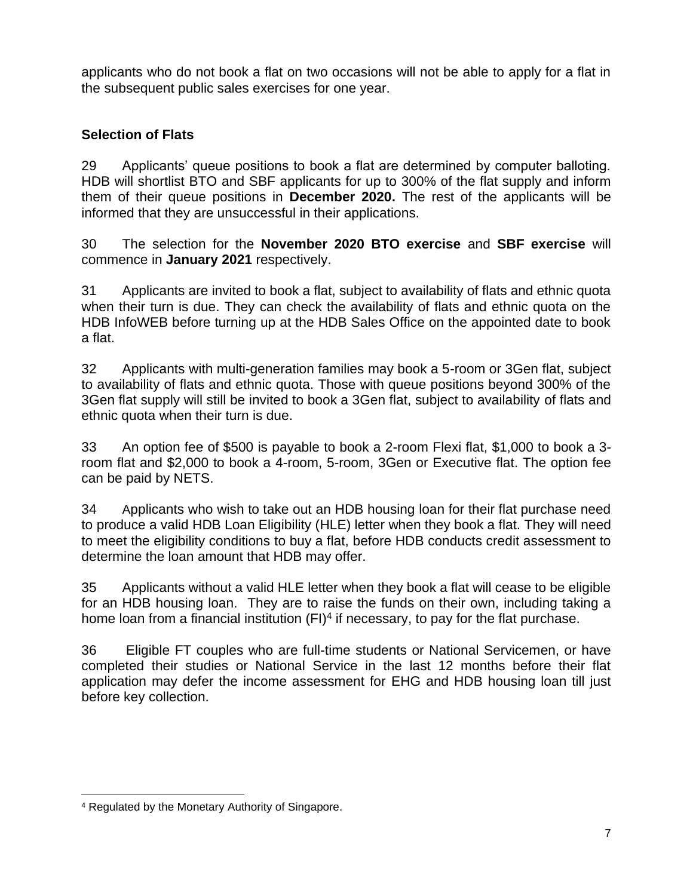applicants who do not book a flat on two occasions will not be able to apply for a flat in the subsequent public sales exercises for one year.

## Selection of Flats

29 Applicants' queue positions to book a flat are determined by computer balloting. HDB will shortlist BTO and SBF applicants for up to 300% of the flat supply and inform them of their queue positions in **December 2020.** The rest of the applicants will be informed that they are unsuccessful in their applications.

30 The selection for the **November 2020 BTO exercise** and **SBF exercise** will commence in **January 2021** respectively.

31 Applicants are invited to book a flat, subject to availability of flats and ethnic quota when their turn is due. They can check the availability of flats and ethnic quota on the HDB InfoWEB before turning up at the HDB Sales Office on the appointed date to book a flat.

32 Applicants with multi-generation families may book a 5-room or 3Gen flat, subject to availability of flats and ethnic quota. Those with queue positions beyond 300% of the 3Gen flat supply will still be invited to book a 3Gen flat, subject to availability of flats and ethnic quota when their turn is due.

33 An option fee of $500 is payable to book a 2-room Flexi flat, $1,000 to book a 3-room flat and $2,000 to book a 4-room, 5-room, 3Gen or Executive flat. The option fee can be paid by NETS.

34 Applicants who wish to take out an HDB housing loan for their flat purchase need to produce a valid HDB Loan Eligibility (HLE) letter when they book a flat. They will need to meet the eligibility conditions to buy a flat, before HDB conducts credit assessment to determine the loan amount that HDB may offer.

35 Applicants without a valid HLE letter when they book a flat will cease to be eligible for an HDB housing loan. They are to raise the funds on their own, including taking a home loan from a financial institution (FI)[4] if necessary, to pay for the flat purchase.

36 Eligible FT couples who are full-time students or National Servicemen, or have completed their studies or National Service in the last 12 months before their flat application may defer the income assessment for EHG and HDB housing loan till just before key collection.

---

[4] Regulated by the Monetary Authority of Singapore.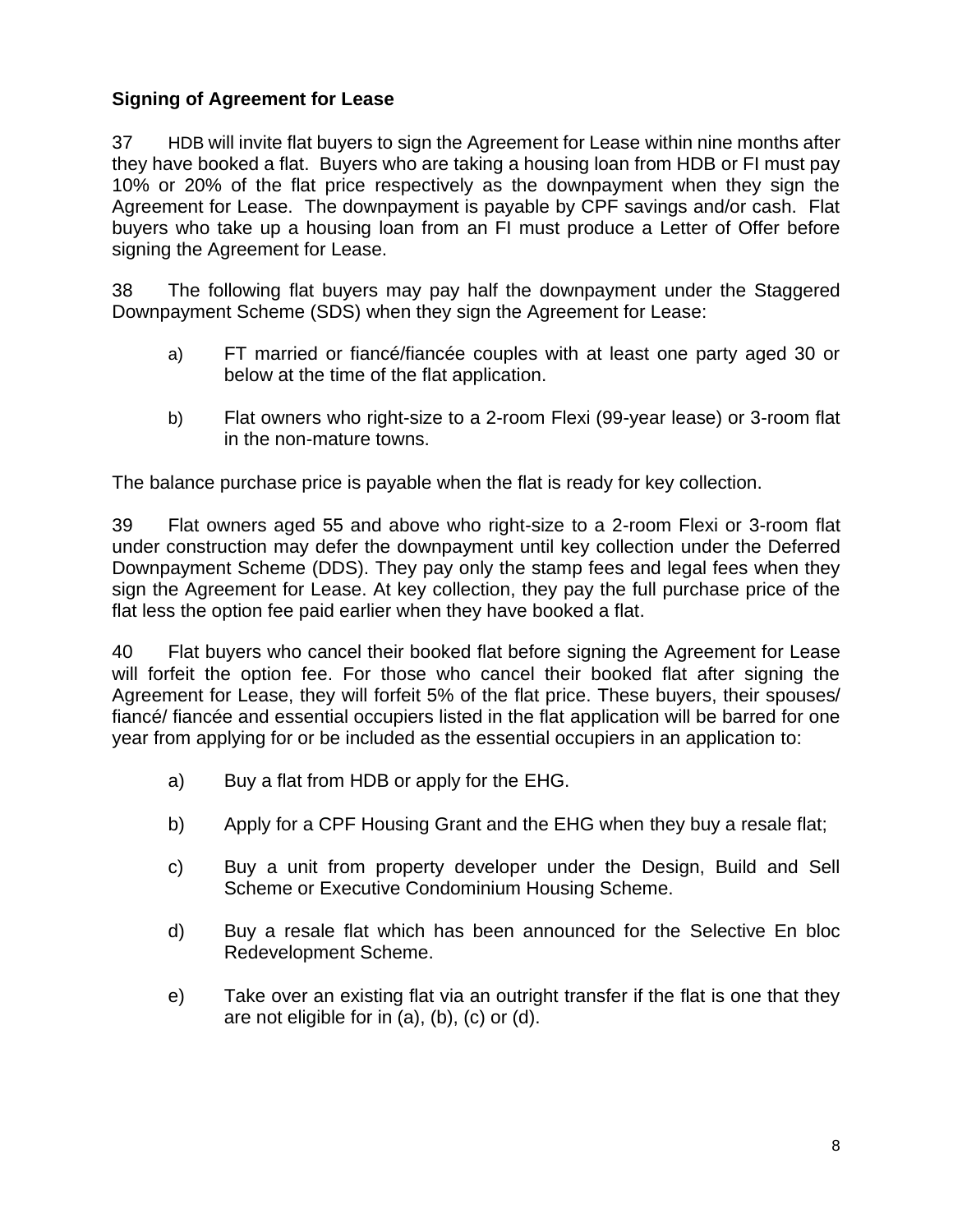**Signing of Agreement for Lease**

37 HDB will invite flat buyers to sign the Agreement for Lease within nine months after they have booked a flat. Buyers who are taking a housing loan from HDB or FI must pay 10% or 20% of the flat price respectively as the downpayment when they sign the Agreement for Lease. The downpayment is payable by CPF savings and/or cash. Flat buyers who take up a housing loan from an FI must produce a Letter of Offer before signing the Agreement for Lease.

38 The following flat buyers may pay half the downpayment under the Staggered Downpayment Scheme (SDS) when they sign the Agreement for Lease:

a) FT married or fiancé/fiancée couples with at least one party aged 30 or below at the time of the flat application.

b) Flat owners who right-size to a 2-room Flexi (99-year lease) or 3-room flat in the non-mature towns.

The balance purchase price is payable when the flat is ready for key collection.

39 Flat owners aged 55 and above who right-size to a 2-room Flexi or 3-room flat under construction may defer the downpayment until key collection under the Deferred Downpayment Scheme (DDS). They pay only the stamp fees and legal fees when they sign the Agreement for Lease. At key collection, they pay the full purchase price of the flat less the option fee paid earlier when they have booked a flat.

40 Flat buyers who cancel their booked flat before signing the Agreement for Lease will forfeit the option fee. For those who cancel their booked flat after signing the Agreement for Lease, they will forfeit 5% of the flat price. These buyers, their spouses/ fiancé/ fiancée and essential occupiers listed in the flat application will be barred for one year from applying for or be included as the essential occupiers in an application to:

a) Buy a flat from HDB or apply for the EHG.

b) Apply for a CPF Housing Grant and the EHG when they buy a resale flat;

c) Buy a unit from property developer under the Design, Build and Sell Scheme or Executive Condominium Housing Scheme.

d) Buy a resale flat which has been announced for the Selective En bloc Redevelopment Scheme.

e) Take over an existing flat via an outright transfer if the flat is one that they are not eligible for in (a), (b), (c) or (d).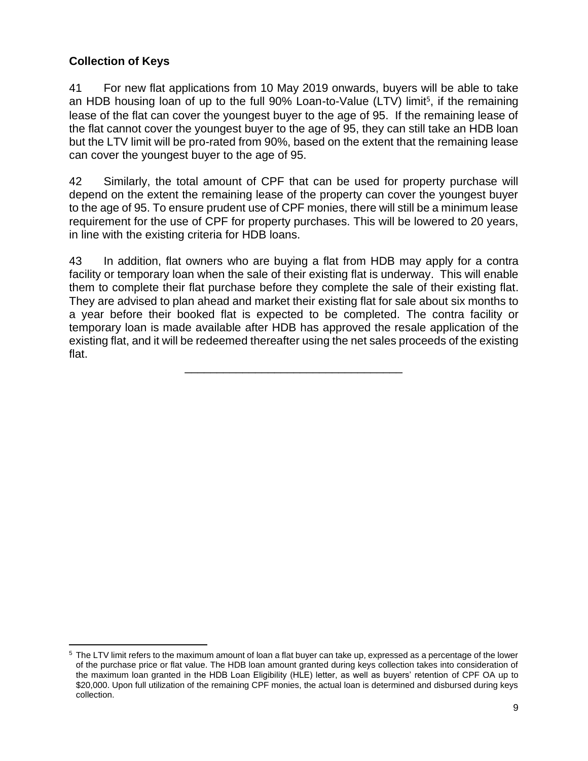**Collection of Keys**

41 For new flat applications from 10 May 2019 onwards, buyers will be able to take an HDB housing loan of up to the full 90% Loan-to-Value (LTV) limit[5], if the remaining lease of the flat can cover the youngest buyer to the age of 95. If the remaining lease of the flat cannot cover the youngest buyer to the age of 95, they can still take an HDB loan but the LTV limit will be pro-rated from 90%, based on the extent that the remaining lease can cover the youngest buyer to the age of 95.

42 Similarly, the total amount of CPF that can be used for property purchase will depend on the extent the remaining lease of the property can cover the youngest buyer to the age of 95. To ensure prudent use of CPF monies, there will still be a minimum lease requirement for the use of CPF for property purchases. This will be lowered to 20 years, in line with the existing criteria for HDB loans.

43 In addition, flat owners who are buying a flat from HDB may apply for a contra facility or temporary loan when the sale of their existing flat is underway. This will enable them to complete their flat purchase before they complete the sale of their existing flat. They are advised to plan ahead and market their existing flat for sale about six months to a year before their booked flat is expected to be completed. The contra facility or temporary loan is made available after HDB has approved the resale application of the existing flat, and it will be redeemed thereafter using the net sales proceeds of the existing flat.

\_\_\_\_\_\_\_\_\_\_\_\_\_\_\_\_\_\_\_\_\_\_\_\_\_\_\_\_\_\_\_\_\_\_\_\_

[5] The LTV limit refers to the maximum amount of loan a flat buyer can take up, expressed as a percentage of the lower of the purchase price or flat value. The HDB loan amount granted during keys collection takes into consideration of the maximum loan granted in the HDB Loan Eligibility (HLE) letter, as well as buyers' retention of CPF OA up to $20,000. Upon full utilization of the remaining CPF monies, the actual loan is determined and disbursed during keys collection.